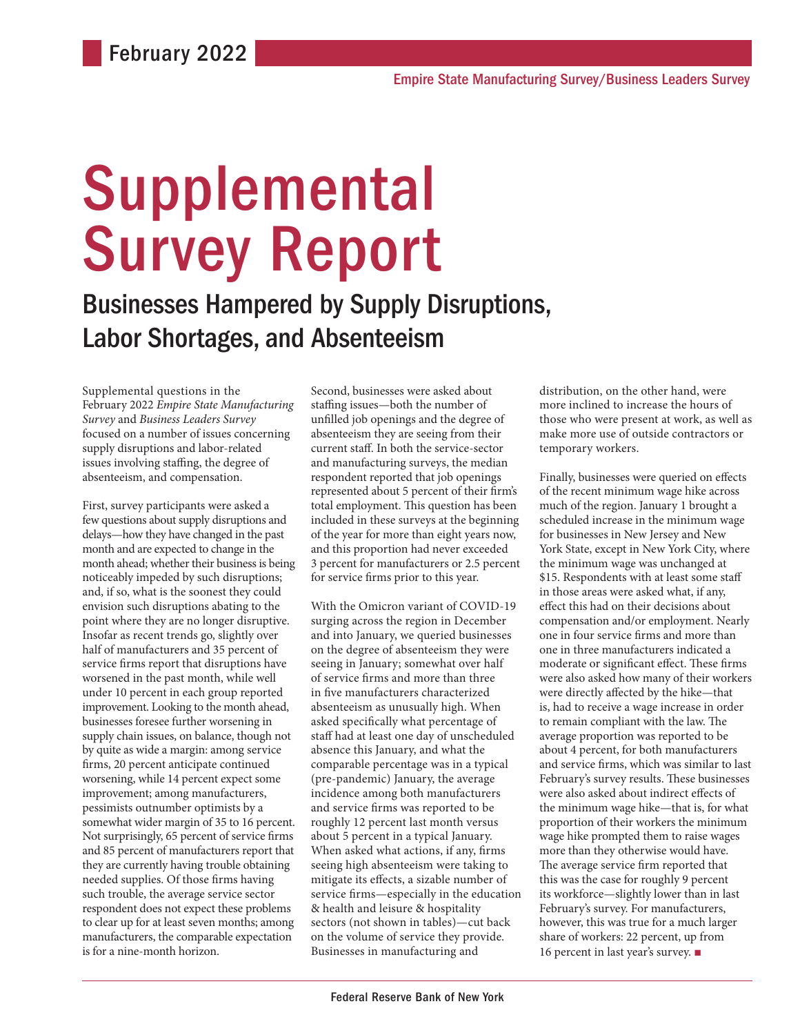February 2022

Empire State Manufacturing Survey/Business Leaders Survey

# Supplemental Survey Report

## Businesses Hampered by Supply Disruptions, Labor Shortages, and Absenteeism

Supplemental questions in the February 2022 *Empire State Manufacturing Survey* and *Business Leaders Survey* focused on a number of issues concerning supply disruptions and labor-related issues involving staffing, the degree of absenteeism, and compensation.

First, survey participants were asked a few questions about supply disruptions and delays—how they have changed in the past month and are expected to change in the month ahead; whether their business is being noticeably impeded by such disruptions; and, if so, what is the soonest they could envision such disruptions abating to the point where they are no longer disruptive. Insofar as recent trends go, slightly over half of manufacturers and 35 percent of service firms report that disruptions have worsened in the past month, while well under 10 percent in each group reported improvement. Looking to the month ahead, businesses foresee further worsening in supply chain issues, on balance, though not by quite as wide a margin: among service firms, 20 percent anticipate continued worsening, while 14 percent expect some improvement; among manufacturers, pessimists outnumber optimists by a somewhat wider margin of 35 to 16 percent. Not surprisingly, 65 percent of service firms and 85 percent of manufacturers report that they are currently having trouble obtaining needed supplies. Of those firms having such trouble, the average service sector respondent does not expect these problems to clear up for at least seven months; among manufacturers, the comparable expectation is for a nine-month horizon.

Second, businesses were asked about staffing issues—both the number of unfilled job openings and the degree of absenteeism they are seeing from their current staff. In both the service-sector and manufacturing surveys, the median respondent reported that job openings represented about 5 percent of their firm's total employment. This question has been included in these surveys at the beginning of the year for more than eight years now, and this proportion had never exceeded 3 percent for manufacturers or 2.5 percent for service firms prior to this year.

With the Omicron variant of COVID-19 surging across the region in December and into January, we queried businesses on the degree of absenteeism they were seeing in January; somewhat over half of service firms and more than three in five manufacturers characterized absenteeism as unusually high. When asked specifically what percentage of staff had at least one day of unscheduled absence this January, and what the comparable percentage was in a typical (pre-pandemic) January, the average incidence among both manufacturers and service firms was reported to be roughly 12 percent last month versus about 5 percent in a typical January. When asked what actions, if any, firms seeing high absenteeism were taking to mitigate its effects, a sizable number of service firms—especially in the education & health and leisure & hospitality sectors (not shown in tables)—cut back on the volume of service they provide. Businesses in manufacturing and distribution, on the other hand, were more inclined to increase the hours of those who were present at work, as well as make more use of outside contractors or temporary workers.

Finally, businesses were queried on effects of the recent minimum wage hike across much of the region. January 1 brought a scheduled increase in the minimum wage for businesses in New Jersey and New York State, except in New York City, where the minimum wage was unchanged at $15. Respondents with at least some staff in those areas were asked what, if any, effect this had on their decisions about compensation and/or employment. Nearly one in four service firms and more than one in three manufacturers indicated a moderate or significant effect. These firms were also asked how many of their workers were directly affected by the hike—that is, had to receive a wage increase in order to remain compliant with the law. The average proportion was reported to be about 4 percent, for both manufacturers and service firms, which was similar to last February's survey results. These businesses were also asked about indirect effects of the minimum wage hike—that is, for what proportion of their workers the minimum wage hike prompted them to raise wages more than they otherwise would have. The average service firm reported that this was the case for roughly 9 percent its workforce—slightly lower than in last February's survey. For manufacturers, however, this was true for a much larger share of workers: 22 percent, up from 16 percent in last year's survey. ■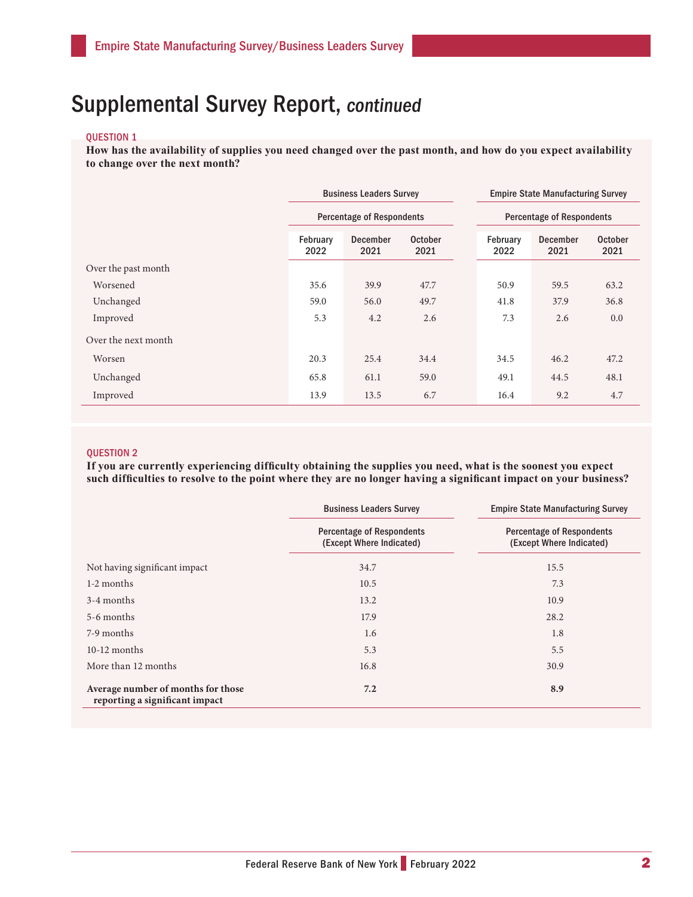# Supplemental Survey Report, *continued*

**QUESTION 1**

**How has the availability of supplies you need changed over the past month, and how do you expect availability to change over the next month?**

| | Business Leaders Survey | | | Empire State Manufacturing Survey | | |
|---|---|---|---|---|---|---|
| | Percentage of Respondents | | | Percentage of Respondents | | |
| | February 2022 | December 2021 | October 2021 | February 2022 | December 2021 | October 2021 |
| Over the past month | | | | | | |
| Worsened | 35.6 | 39.9 | 47.7 | 50.9 | 59.5 | 63.2 |
| Unchanged | 59.0 | 56.0 | 49.7 | 41.8 | 37.9 | 36.8 |
| Improved | 5.3 | 4.2 | 2.6 | 7.3 | 2.6 | 0.0 |
| Over the next month | | | | | | |
| Worsen | 20.3 | 25.4 | 34.4 | 34.5 | 46.2 | 47.2 |
| Unchanged | 65.8 | 61.1 | 59.0 | 49.1 | 44.5 | 48.1 |
| Improved | 13.9 | 13.5 | 6.7 | 16.4 | 9.2 | 4.7 |

**QUESTION 2**

**If you are currently experiencing difficulty obtaining the supplies you need, what is the soonest you expect such difficulties to resolve to the point where they are no longer having a significant impact on your business?**

| | Business Leaders Survey | Empire State Manufacturing Survey |
|---|---|---|
| | Percentage of Respondents (Except Where Indicated) | Percentage of Respondents (Except Where Indicated) |
| Not having significant impact | 34.7 | 15.5 |
| 1-2 months | 10.5 | 7.3 |
| 3-4 months | 13.2 | 10.9 |
| 5-6 months | 17.9 | 28.2 |
| 7-9 months | 1.6 | 1.8 |
| 10-12 months | 5.3 | 5.5 |
| More than 12 months | 16.8 | 30.9 |
| **Average number of months for those reporting a significant impact** | **7.2** | **8.9** |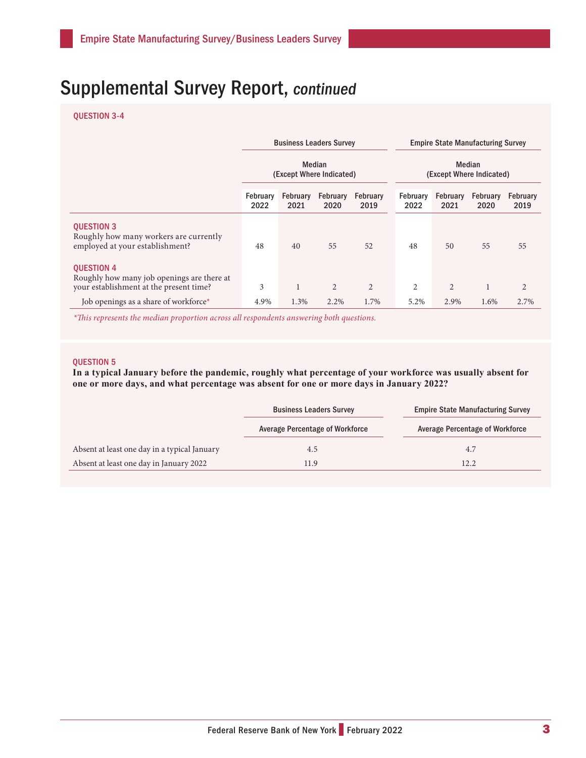# Supplemental Survey Report, *continued*

QUESTION 3-4

| | Business Leaders Survey | | | | Empire State Manufacturing Survey | | | |
|---|---|---|---|---|---|---|---|---|
| | Median (Except Where Indicated) | | | | Median (Except Where Indicated) | | | |
| | February 2022 | February 2021 | February 2020 | February 2019 | February 2022 | February 2021 | February 2020 | February 2019 |
| **QUESTION 3** Roughly how many workers are currently employed at your establishment? | 48 | 40 | 55 | 52 | 48 | 50 | 55 | 55 |
| **QUESTION 4** Roughly how many job openings are there at your establishment at the present time? | 3 | 1 | 2 | 2 | 2 | 2 | 1 | 2 |
| Job openings as a share of workforce* | 4.9% | 1.3% | 2.2% | 1.7% | 5.2% | 2.9% | 1.6% | 2.7% |

*\*This represents the median proportion across all respondents answering both questions.*

QUESTION 5

**In a typical January before the pandemic, roughly what percentage of your workforce was usually absent for one or more days, and what percentage was absent for one or more days in January 2022?**

| | Business Leaders Survey | Empire State Manufacturing Survey |
|---|---|---|
| | Average Percentage of Workforce | Average Percentage of Workforce |
| Absent at least one day in a typical January | 4.5 | 4.7 |
| Absent at least one day in January 2022 | 11.9 | 12.2 |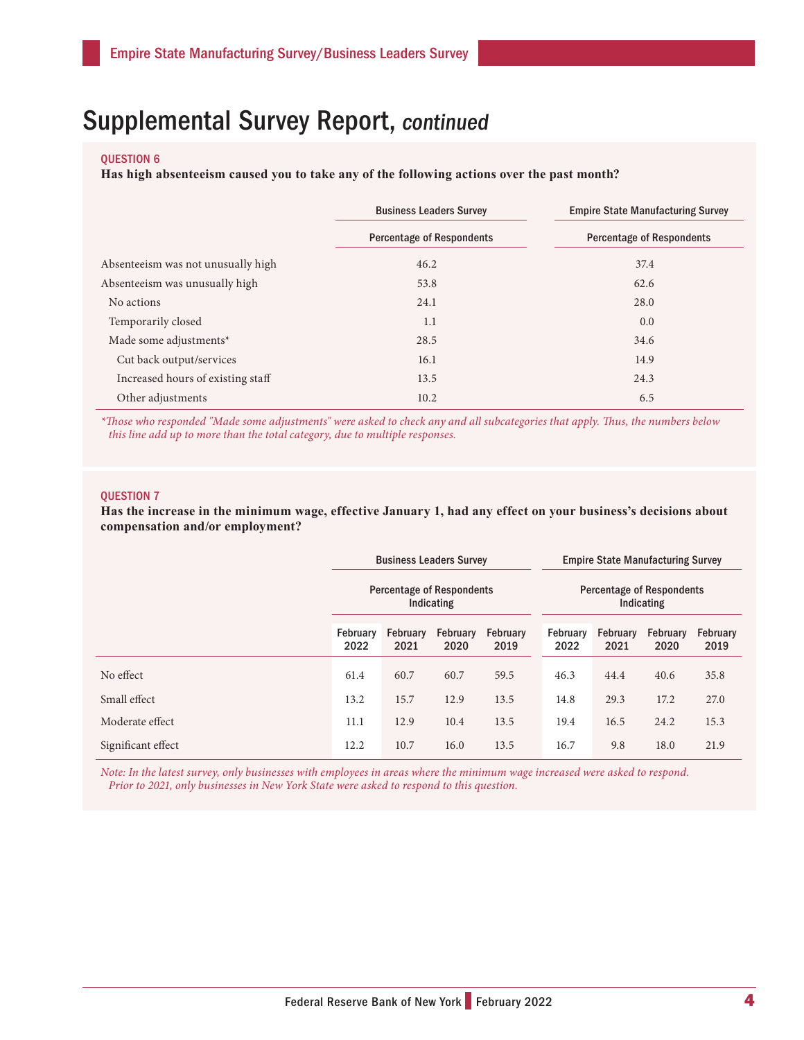# Supplemental Survey Report, *continued*

**QUESTION 6**

**Has high absenteeism caused you to take any of the following actions over the past month?**

| | Business Leaders Survey | Empire State Manufacturing Survey |
|---|---|---|
| | Percentage of Respondents | Percentage of Respondents |
| Absenteeism was not unusually high | 46.2 | 37.4 |
| Absenteeism was unusually high | 53.8 | 62.6 |
| No actions | 24.1 | 28.0 |
| Temporarily closed | 1.1 | 0.0 |
| Made some adjustments* | 28.5 | 34.6 |
| Cut back output/services | 16.1 | 14.9 |
| Increased hours of existing staff | 13.5 | 24.3 |
| Other adjustments | 10.2 | 6.5 |

*\*Those who responded "Made some adjustments" were asked to check any and all subcategories that apply. Thus, the numbers below this line add up to more than the total category, due to multiple responses.*

**QUESTION 7**

**Has the increase in the minimum wage, effective January 1, had any effect on your business's decisions about compensation and/or employment?**

| | Business Leaders Survey | | | | Empire State Manufacturing Survey | | | |
|---|---|---|---|---|---|---|---|---|
| | Percentage of Respondents Indicating | | | | Percentage of Respondents Indicating | | | |
| | February 2022 | February 2021 | February 2020 | February 2019 | February 2022 | February 2021 | February 2020 | February 2019 |
| No effect | 61.4 | 60.7 | 60.7 | 59.5 | 46.3 | 44.4 | 40.6 | 35.8 |
| Small effect | 13.2 | 15.7 | 12.9 | 13.5 | 14.8 | 29.3 | 17.2 | 27.0 |
| Moderate effect | 11.1 | 12.9 | 10.4 | 13.5 | 19.4 | 16.5 | 24.2 | 15.3 |
| Significant effect | 12.2 | 10.7 | 16.0 | 13.5 | 16.7 | 9.8 | 18.0 | 21.9 |

*Note: In the latest survey, only businesses with employees in areas where the minimum wage increased were asked to respond. Prior to 2021, only businesses in New York State were asked to respond to this question.*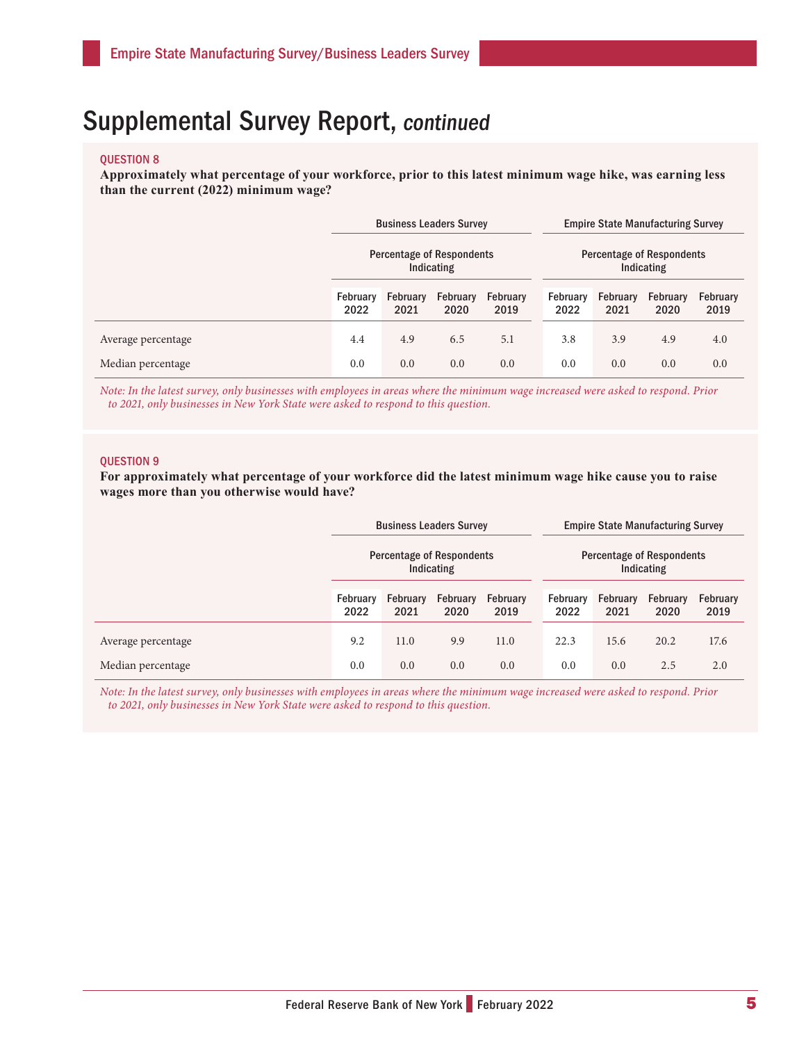# Supplemental Survey Report, *continued*

**QUESTION 8**

**Approximately what percentage of your workforce, prior to this latest minimum wage hike, was earning less than the current (2022) minimum wage?**

| | Business Leaders Survey | | | | Empire State Manufacturing Survey | | | |
|---|---|---|---|---|---|---|---|---|
| | Percentage of Respondents Indicating | | | | Percentage of Respondents Indicating | | | |
| | February 2022 | February 2021 | February 2020 | February 2019 | February 2022 | February 2021 | February 2020 | February 2019 |
| Average percentage | 4.4 | 4.9 | 6.5 | 5.1 | 3.8 | 3.9 | 4.9 | 4.0 |
| Median percentage | 0.0 | 0.0 | 0.0 | 0.0 | 0.0 | 0.0 | 0.0 | 0.0 |

*Note: In the latest survey, only businesses with employees in areas where the minimum wage increased were asked to respond. Prior to 2021, only businesses in New York State were asked to respond to this question.*

**QUESTION 9**

**For approximately what percentage of your workforce did the latest minimum wage hike cause you to raise wages more than you otherwise would have?**

| | Business Leaders Survey | | | | Empire State Manufacturing Survey | | | |
|---|---|---|---|---|---|---|---|---|
| | Percentage of Respondents Indicating | | | | Percentage of Respondents Indicating | | | |
| | February 2022 | February 2021 | February 2020 | February 2019 | February 2022 | February 2021 | February 2020 | February 2019 |
| Average percentage | 9.2 | 11.0 | 9.9 | 11.0 | 22.3 | 15.6 | 20.2 | 17.6 |
| Median percentage | 0.0 | 0.0 | 0.0 | 0.0 | 0.0 | 0.0 | 2.5 | 2.0 |

*Note: In the latest survey, only businesses with employees in areas where the minimum wage increased were asked to respond. Prior to 2021, only businesses in New York State were asked to respond to this question.*